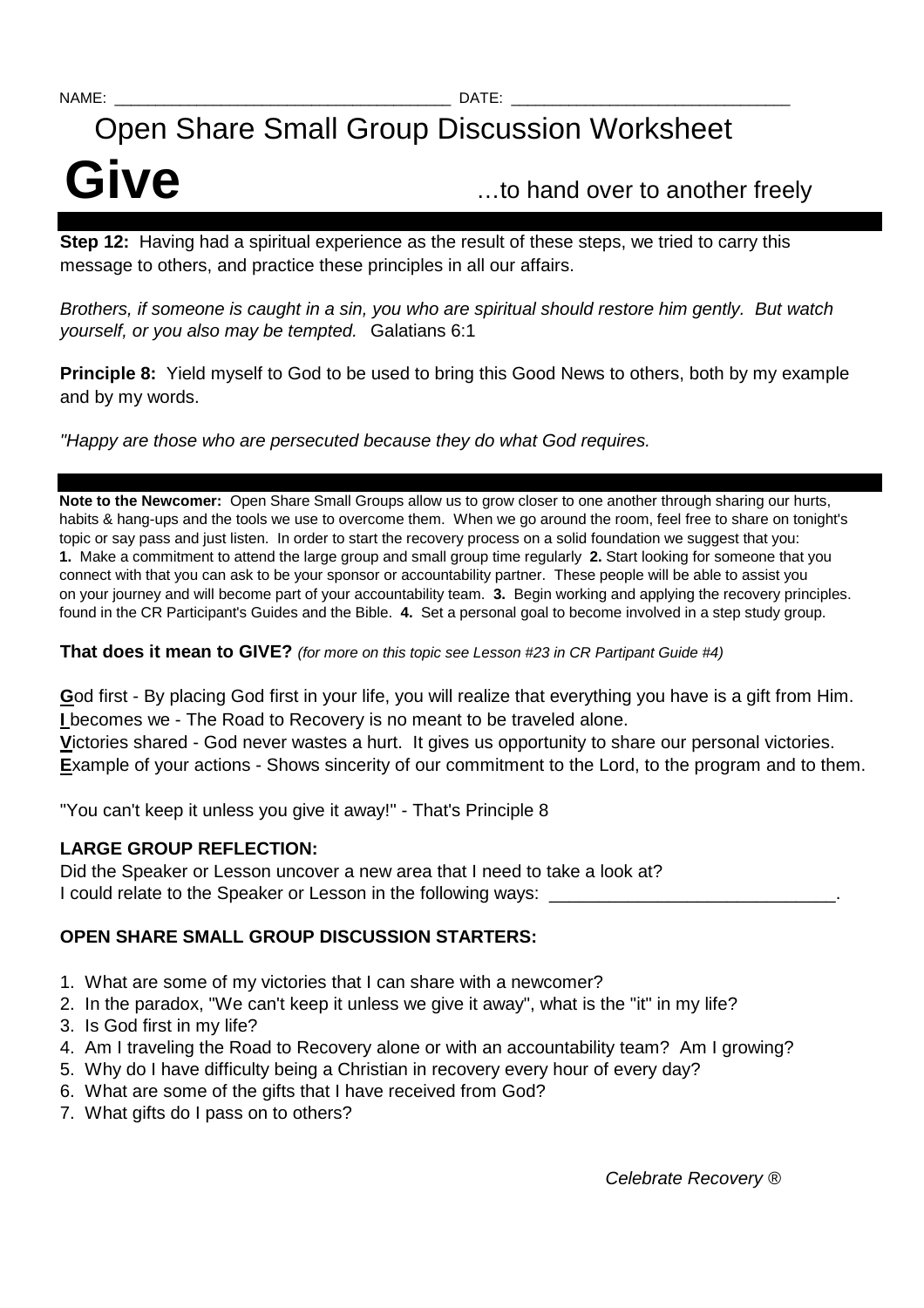NAME: _______________________________________ DATE: ________________________________

# Open Share Small Group Discussion Worksheet

# Give

…to hand over to another freely

**Step 12:** Having had a spiritual experience as the result of these steps, we tried to carry this message to others, and practice these principles in all our affairs.

*Brothers, if someone is caught in a sin, you who are spiritual should restore him gently. But watch yourself, or you also may be tempted.* Galatians 6:1

**Principle 8:** Yield myself to God to be used to bring this Good News to others, both by my example and by my words.

*"Happy are those who are persecuted because they do what God requires.*

**Note to the Newcomer:** Open Share Small Groups allow us to grow closer to one another through sharing our hurts, habits & hang-ups and the tools we use to overcome them. When we go around the room, feel free to share on tonight's topic or say pass and just listen. In order to start the recovery process on a solid foundation we suggest that you: **1.** Make a commitment to attend the large group and small group time regularly **2.** Start looking for someone that you connect with that you can ask to be your sponsor or accountability partner. These people will be able to assist you on your journey and will become part of your accountability team. **3.** Begin working and applying the recovery principles. found in the CR Participant's Guides and the Bible. **4.** Set a personal goal to become involved in a step study group.

**That does it mean to GIVE?** *(for more on this topic see Lesson #23 in CR Partipant Guide #4)*

**G**od first - By placing God first in your life, you will realize that everything you have is a gift from Him.
**I** becomes we - The Road to Recovery is no meant to be traveled alone.
**V**ictories shared - God never wastes a hurt. It gives us opportunity to share our personal victories.
**E**xample of your actions - Shows sincerity of our commitment to the Lord, to the program and to them.

"You can't keep it unless you give it away!" - That's Principle 8

**LARGE GROUP REFLECTION:**

Did the Speaker or Lesson uncover a new area that I need to take a look at?
I could relate to the Speaker or Lesson in the following ways: ____________________________.

**OPEN SHARE SMALL GROUP DISCUSSION STARTERS:**

1. What are some of my victories that I can share with a newcomer?
2. In the paradox, "We can't keep it unless we give it away", what is the "it" in my life?
3. Is God first in my life?
4. Am I traveling the Road to Recovery alone or with an accountability team? Am I growing?
5. Why do I have difficulty being a Christian in recovery every hour of every day?
6. What are some of the gifts that I have received from God?
7. What gifts do I pass on to others?

*Celebrate Recovery ®*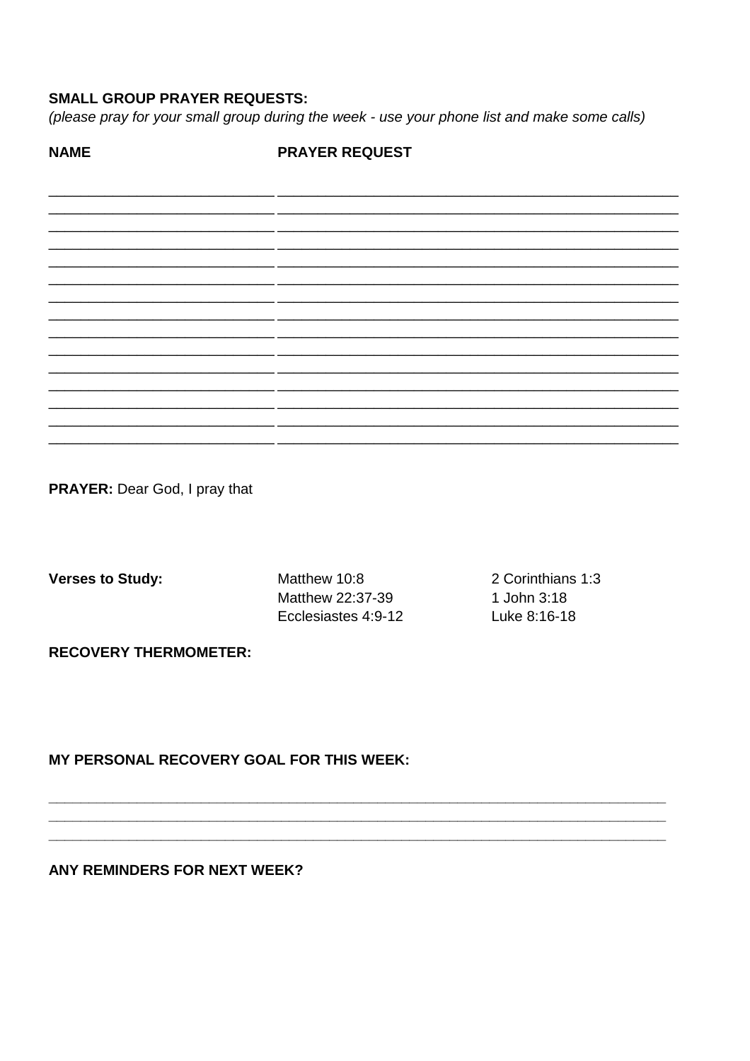**SMALL GROUP PRAYER REQUESTS:**
*(please pray for your small group during the week - use your phone list and make some calls)*

| NAME | PRAYER REQUEST |
|---|---|
| | |
| | |
| | |
| | |
| | |
| | |
| | |
| | |
| | |
| | |
| | |
| | |
| | |
| | |
| | |

**PRAYER:** Dear God, I pray that

**Verses to Study:**

Matthew 10:8
Matthew 22:37-39
Ecclesiastes 4:9-12
2 Corinthians 1:3
1 John 3:18
Luke 8:16-18

**RECOVERY THERMOMETER:**

**MY PERSONAL RECOVERY GOAL FOR THIS WEEK:**

______________________________________________________________________________
______________________________________________________________________________
______________________________________________________________________________

**ANY REMINDERS FOR NEXT WEEK?**